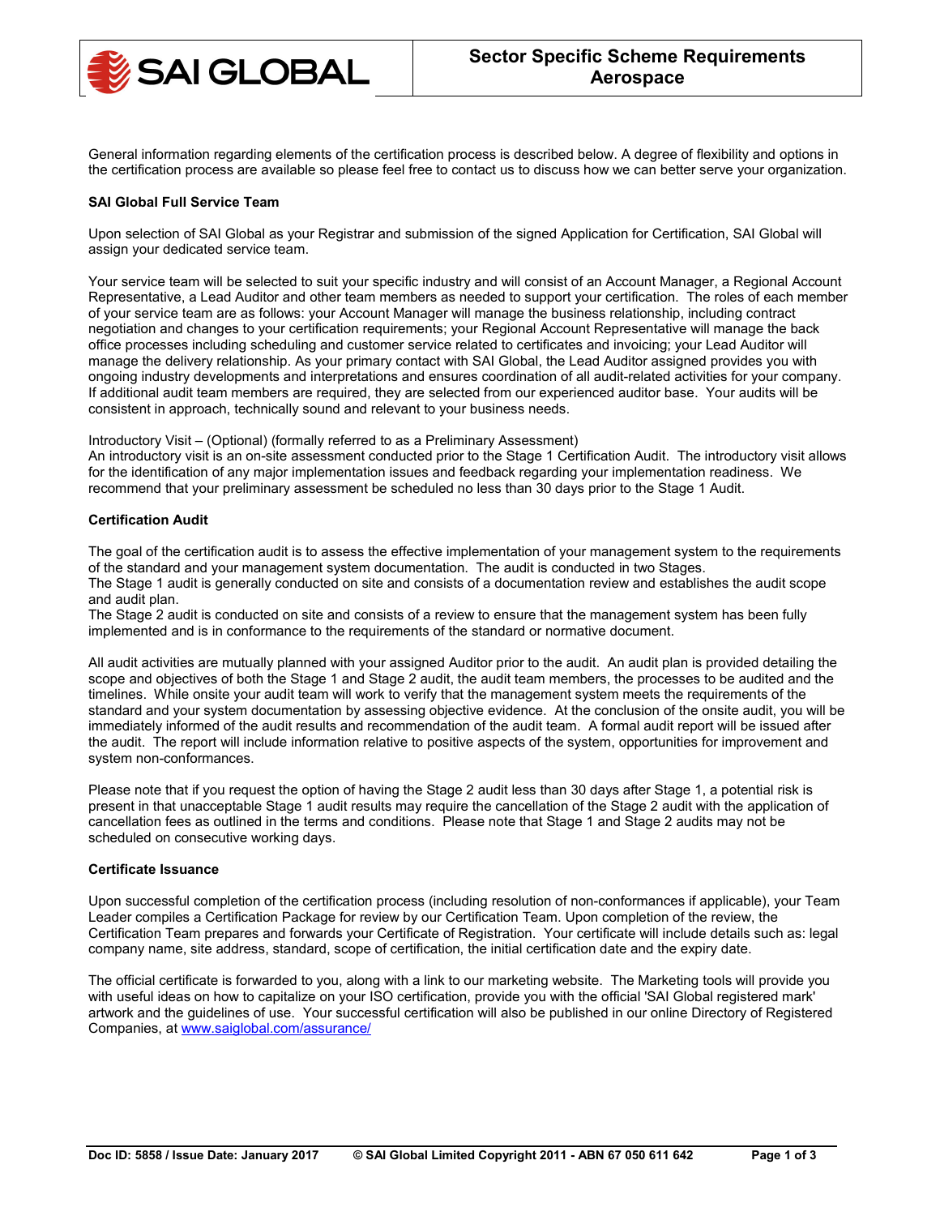# Sector Specific Scheme Requirements Aerospace

General information regarding elements of the certification process is described below. A degree of flexibility and options in the certification process are available so please feel free to contact us to discuss how we can better serve your organization.

**SAI Global Full Service Team**

Upon selection of SAI Global as your Registrar and submission of the signed Application for Certification, SAI Global will assign your dedicated service team.

Your service team will be selected to suit your specific industry and will consist of an Account Manager, a Regional Account Representative, a Lead Auditor and other team members as needed to support your certification. The roles of each member of your service team are as follows: your Account Manager will manage the business relationship, including contract negotiation and changes to your certification requirements; your Regional Account Representative will manage the back office processes including scheduling and customer service related to certificates and invoicing; your Lead Auditor will manage the delivery relationship. As your primary contact with SAI Global, the Lead Auditor assigned provides you with ongoing industry developments and interpretations and ensures coordination of all audit-related activities for your company. If additional audit team members are required, they are selected from our experienced auditor base. Your audits will be consistent in approach, technically sound and relevant to your business needs.

Introductory Visit – (Optional) (formally referred to as a Preliminary Assessment)
An introductory visit is an on-site assessment conducted prior to the Stage 1 Certification Audit. The introductory visit allows for the identification of any major implementation issues and feedback regarding your implementation readiness. We recommend that your preliminary assessment be scheduled no less than 30 days prior to the Stage 1 Audit.

**Certification Audit**

The goal of the certification audit is to assess the effective implementation of your management system to the requirements of the standard and your management system documentation. The audit is conducted in two Stages.
The Stage 1 audit is generally conducted on site and consists of a documentation review and establishes the audit scope and audit plan.
The Stage 2 audit is conducted on site and consists of a review to ensure that the management system has been fully implemented and is in conformance to the requirements of the standard or normative document.

All audit activities are mutually planned with your assigned Auditor prior to the audit. An audit plan is provided detailing the scope and objectives of both the Stage 1 and Stage 2 audit, the audit team members, the processes to be audited and the timelines. While onsite your audit team will work to verify that the management system meets the requirements of the standard and your system documentation by assessing objective evidence. At the conclusion of the onsite audit, you will be immediately informed of the audit results and recommendation of the audit team. A formal audit report will be issued after the audit. The report will include information relative to positive aspects of the system, opportunities for improvement and system non-conformances.

Please note that if you request the option of having the Stage 2 audit less than 30 days after Stage 1, a potential risk is present in that unacceptable Stage 1 audit results may require the cancellation of the Stage 2 audit with the application of cancellation fees as outlined in the terms and conditions. Please note that Stage 1 and Stage 2 audits may not be scheduled on consecutive working days.

**Certificate Issuance**

Upon successful completion of the certification process (including resolution of non-conformances if applicable), your Team Leader compiles a Certification Package for review by our Certification Team. Upon completion of the review, the Certification Team prepares and forwards your Certificate of Registration. Your certificate will include details such as: legal company name, site address, standard, scope of certification, the initial certification date and the expiry date.

The official certificate is forwarded to you, along with a link to our marketing website. The Marketing tools will provide you with useful ideas on how to capitalize on your ISO certification, provide you with the official 'SAI Global registered mark' artwork and the guidelines of use. Your successful certification will also be published in our online Directory of Registered Companies, at [www.saiglobal.com/assurance/](www.saiglobal.com/assurance/)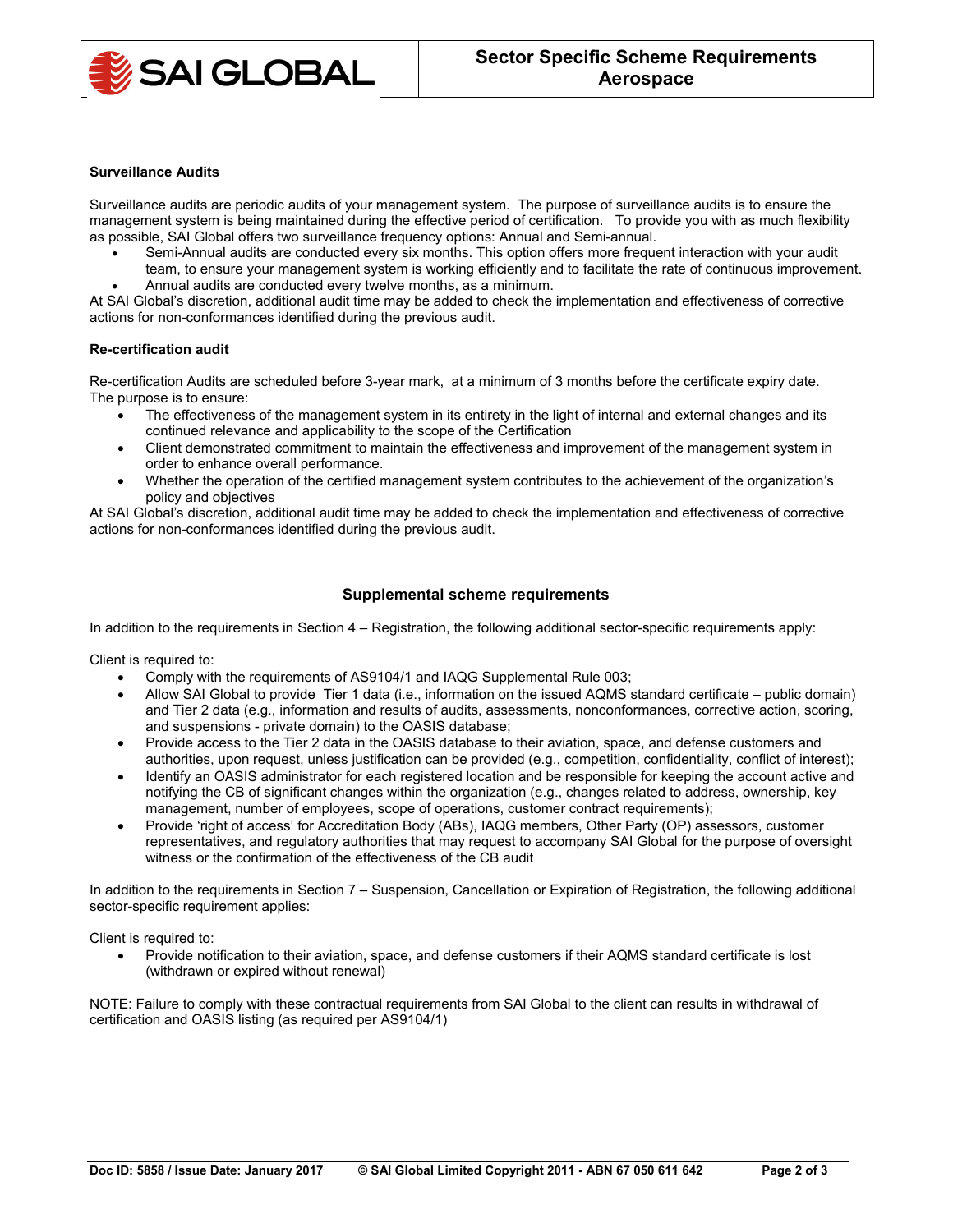**Surveillance Audits**

Surveillance audits are periodic audits of your management system. The purpose of surveillance audits is to ensure the management system is being maintained during the effective period of certification. To provide you with as much flexibility as possible, SAI Global offers two surveillance frequency options: Annual and Semi-annual.

- Semi-Annual audits are conducted every six months. This option offers more frequent interaction with your audit team, to ensure your management system is working efficiently and to facilitate the rate of continuous improvement.
- Annual audits are conducted every twelve months, as a minimum.

At SAI Global's discretion, additional audit time may be added to check the implementation and effectiveness of corrective actions for non-conformances identified during the previous audit.

**Re-certification audit**

Re-certification Audits are scheduled before 3-year mark, at a minimum of 3 months before the certificate expiry date. The purpose is to ensure:

- The effectiveness of the management system in its entirety in the light of internal and external changes and its continued relevance and applicability to the scope of the Certification
- Client demonstrated commitment to maintain the effectiveness and improvement of the management system in order to enhance overall performance.
- Whether the operation of the certified management system contributes to the achievement of the organization's policy and objectives

At SAI Global's discretion, additional audit time may be added to check the implementation and effectiveness of corrective actions for non-conformances identified during the previous audit.

## Supplemental scheme requirements

In addition to the requirements in Section 4 – Registration, the following additional sector-specific requirements apply:

Client is required to:

- Comply with the requirements of AS9104/1 and IAQG Supplemental Rule 003;
- Allow SAI Global to provide Tier 1 data (i.e., information on the issued AQMS standard certificate – public domain) and Tier 2 data (e.g., information and results of audits, assessments, nonconformances, corrective action, scoring, and suspensions - private domain) to the OASIS database;
- Provide access to the Tier 2 data in the OASIS database to their aviation, space, and defense customers and authorities, upon request, unless justification can be provided (e.g., competition, confidentiality, conflict of interest);
- Identify an OASIS administrator for each registered location and be responsible for keeping the account active and notifying the CB of significant changes within the organization (e.g., changes related to address, ownership, key management, number of employees, scope of operations, customer contract requirements);
- Provide 'right of access' for Accreditation Body (ABs), IAQG members, Other Party (OP) assessors, customer representatives, and regulatory authorities that may request to accompany SAI Global for the purpose of oversight witness or the confirmation of the effectiveness of the CB audit

In addition to the requirements in Section 7 – Suspension, Cancellation or Expiration of Registration, the following additional sector-specific requirement applies:

Client is required to:

- Provide notification to their aviation, space, and defense customers if their AQMS standard certificate is lost (withdrawn or expired without renewal)

NOTE: Failure to comply with these contractual requirements from SAI Global to the client can results in withdrawal of certification and OASIS listing (as required per AS9104/1)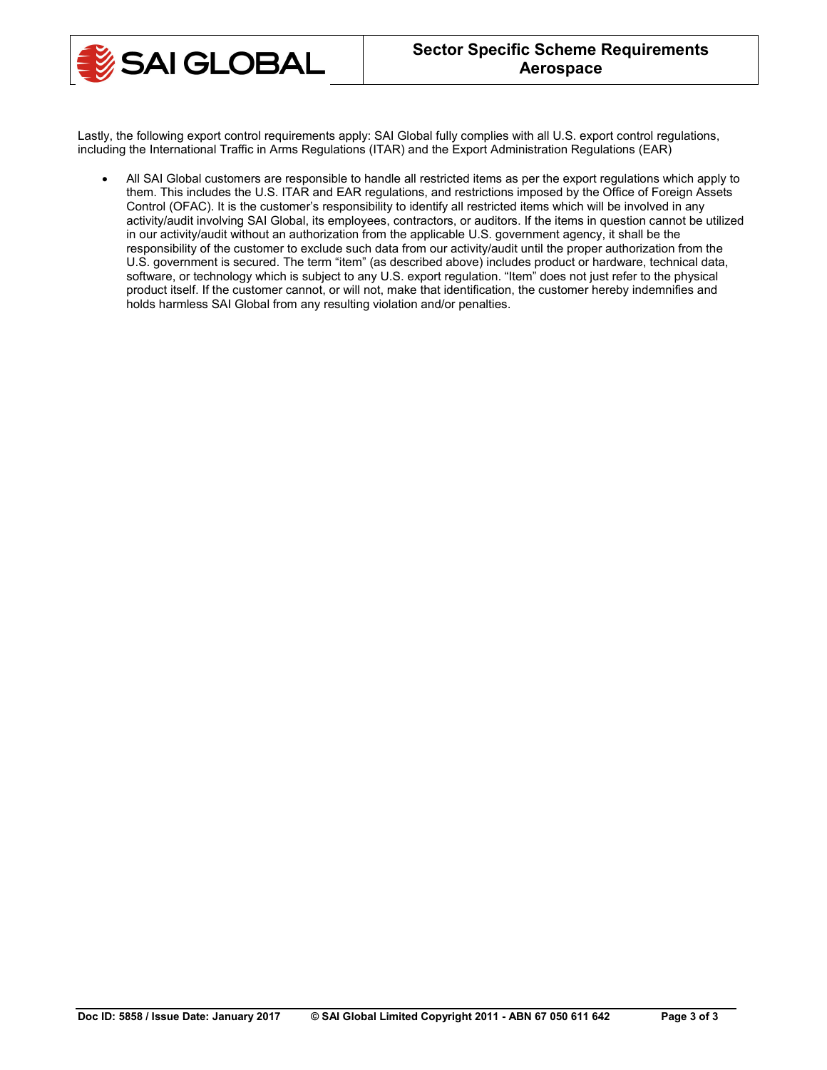Lastly, the following export control requirements apply: SAI Global fully complies with all U.S. export control regulations, including the International Traffic in Arms Regulations (ITAR) and the Export Administration Regulations (EAR)

- All SAI Global customers are responsible to handle all restricted items as per the export regulations which apply to them. This includes the U.S. ITAR and EAR regulations, and restrictions imposed by the Office of Foreign Assets Control (OFAC). It is the customer's responsibility to identify all restricted items which will be involved in any activity/audit involving SAI Global, its employees, contractors, or auditors. If the items in question cannot be utilized in our activity/audit without an authorization from the applicable U.S. government agency, it shall be the responsibility of the customer to exclude such data from our activity/audit until the proper authorization from the U.S. government is secured. The term "item" (as described above) includes product or hardware, technical data, software, or technology which is subject to any U.S. export regulation. "Item" does not just refer to the physical product itself. If the customer cannot, or will not, make that identification, the customer hereby indemnifies and holds harmless SAI Global from any resulting violation and/or penalties.